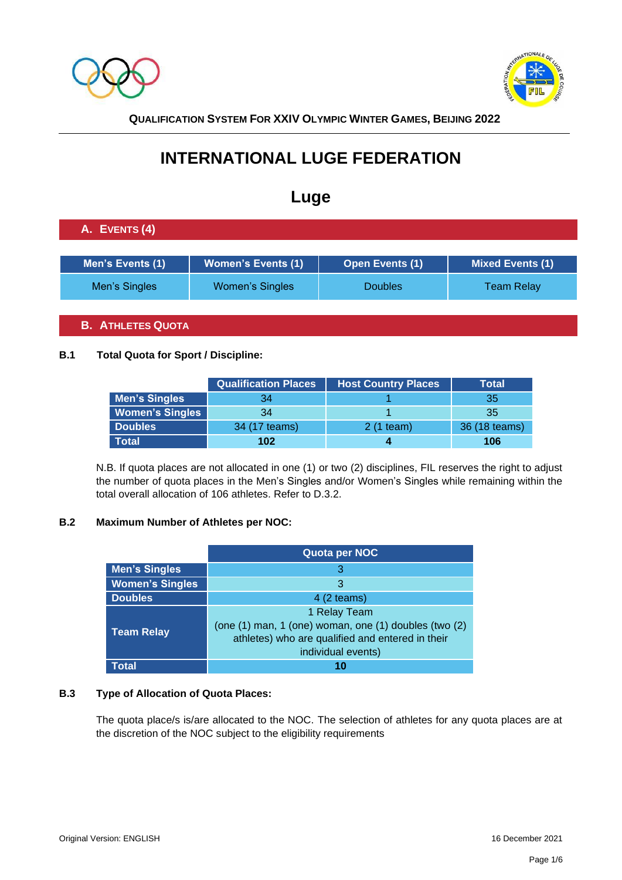**QUALIFICATION SYSTEM FOR XXIV OLYMPIC WINTER GAMES, BEIJING 2022**

# INTERNATIONAL LUGE FEDERATION

# Luge

## A. EVENTS (4)

| Men's Events (1) | Women's Events (1) | Open Events (1) | Mixed Events (1) |
|---|---|---|---|
| Men's Singles | Women's Singles | Doubles | Team Relay |

## B. ATHLETES QUOTA

### B.1 Total Quota for Sport / Discipline:

| | Qualification Places | Host Country Places | Total |
|---|---|---|---|
| **Men's Singles** | 34 | 1 | 35 |
| **Women's Singles** | 34 | 1 | 35 |
| **Doubles** | 34 (17 teams) | 2 (1 team) | 36 (18 teams) |
| **Total** | **102** | **4** | **106** |

N.B. If quota places are not allocated in one (1) or two (2) disciplines, FIL reserves the right to adjust the number of quota places in the Men's Singles and/or Women's Singles while remaining within the total overall allocation of 106 athletes. Refer to D.3.2.

### B.2 Maximum Number of Athletes per NOC:

| | Quota per NOC |
|---|---|
| **Men's Singles** | 3 |
| **Women's Singles** | 3 |
| **Doubles** | 4 (2 teams) |
| **Team Relay** | 1 Relay Team (one (1) man, 1 (one) woman, one (1) doubles (two (2) athletes) who are qualified and entered in their individual events) |
| **Total** | **10** |

### B.3 Type of Allocation of Quota Places:

The quota place/s is/are allocated to the NOC. The selection of athletes for any quota places are at the discretion of the NOC subject to the eligibility requirements

Original Version: ENGLISH

16 December 2021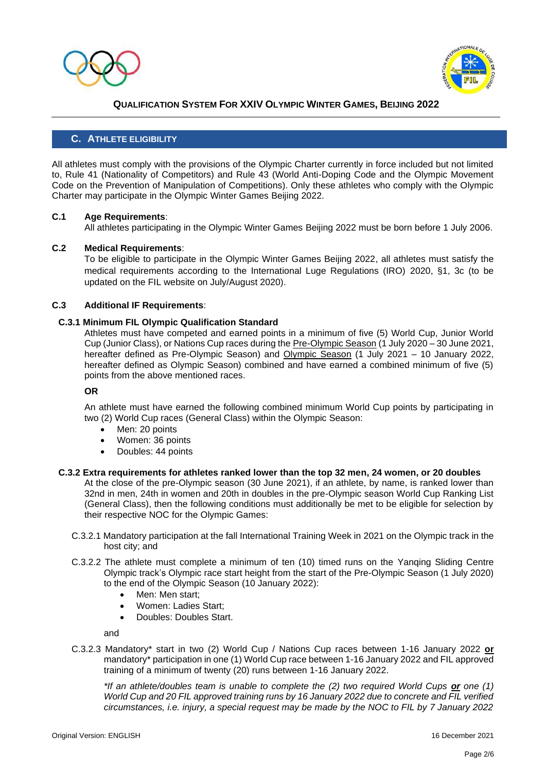## C. ATHLETE ELIGIBILITY

All athletes must comply with the provisions of the Olympic Charter currently in force included but not limited to, Rule 41 (Nationality of Competitors) and Rule 43 (World Anti-Doping Code and the Olympic Movement Code on the Prevention of Manipulation of Competitions). Only these athletes who comply with the Olympic Charter may participate in the Olympic Winter Games Beijing 2022.

### C.1 Age Requirements:

All athletes participating in the Olympic Winter Games Beijing 2022 must be born before 1 July 2006.

### C.2 Medical Requirements:

To be eligible to participate in the Olympic Winter Games Beijing 2022, all athletes must satisfy the medical requirements according to the International Luge Regulations (IRO) 2020, §1, 3c (to be updated on the FIL website on July/August 2020).

### C.3 Additional IF Requirements:

#### C.3.1 Minimum FIL Olympic Qualification Standard

Athletes must have competed and earned points in a minimum of five (5) World Cup, Junior World Cup (Junior Class), or Nations Cup races during the Pre-Olympic Season (1 July 2020 – 30 June 2021, hereafter defined as Pre-Olympic Season) and Olympic Season (1 July 2021 – 10 January 2022, hereafter defined as Olympic Season) combined and have earned a combined minimum of five (5) points from the above mentioned races.

**OR**

An athlete must have earned the following combined minimum World Cup points by participating in two (2) World Cup races (General Class) within the Olympic Season:

- Men: 20 points
- Women: 36 points
- Doubles: 44 points

#### C.3.2 Extra requirements for athletes ranked lower than the top 32 men, 24 women, or 20 doubles

At the close of the pre-Olympic season (30 June 2021), if an athlete, by name, is ranked lower than 32nd in men, 24th in women and 20th in doubles in the pre-Olympic season World Cup Ranking List (General Class), then the following conditions must additionally be met to be eligible for selection by their respective NOC for the Olympic Games:

C.3.2.1 Mandatory participation at the fall International Training Week in 2021 on the Olympic track in the host city; and

C.3.2.2 The athlete must complete a minimum of ten (10) timed runs on the Yanqing Sliding Centre Olympic track's Olympic race start height from the start of the Pre-Olympic Season (1 July 2020) to the end of the Olympic Season (10 January 2022):

- Men: Men start;
- Women: Ladies Start;
- Doubles: Doubles Start.

and

C.3.2.3 Mandatory* start in two (2) World Cup / Nations Cup races between 1-16 January 2022 **or** mandatory* participation in one (1) World Cup race between 1-16 January 2022 and FIL approved training of a minimum of twenty (20) runs between 1-16 January 2022.

*\*If an athlete/doubles team is unable to complete the (2) two required World Cups **or** one (1) World Cup and 20 FIL approved training runs by 16 January 2022 due to concrete and FIL verified circumstances, i.e. injury, a special request may be made by the NOC to FIL by 7 January 2022*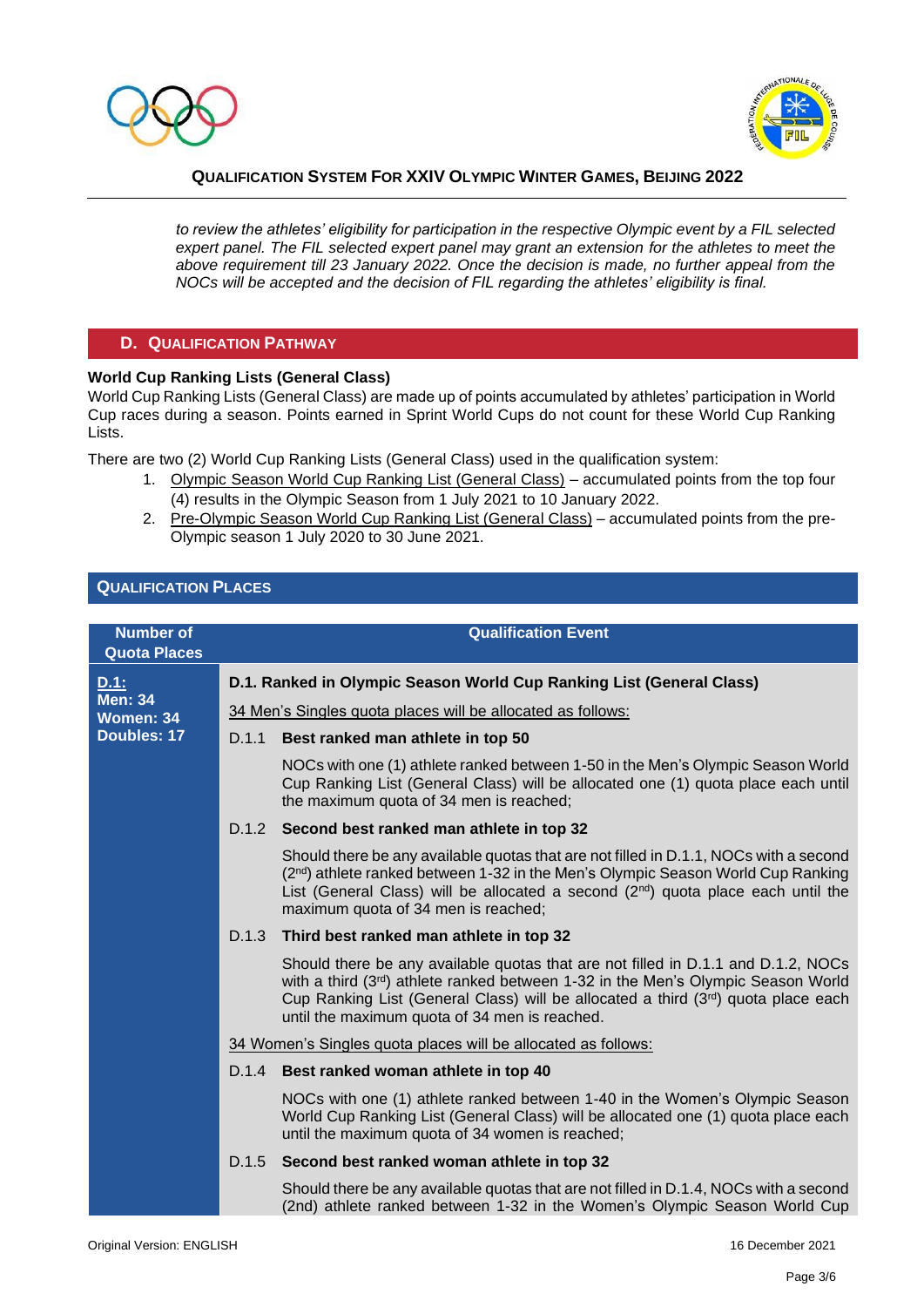*to review the athletes' eligibility for participation in the respective Olympic event by a FIL selected expert panel. The FIL selected expert panel may grant an extension for the athletes to meet the above requirement till 23 January 2022. Once the decision is made, no further appeal from the NOCs will be accepted and the decision of FIL regarding the athletes' eligibility is final.*

## D. QUALIFICATION PATHWAY

**World Cup Ranking Lists (General Class)**

World Cup Ranking Lists (General Class) are made up of points accumulated by athletes' participation in World Cup races during a season. Points earned in Sprint World Cups do not count for these World Cup Ranking Lists.

There are two (2) World Cup Ranking Lists (General Class) used in the qualification system:

1. Olympic Season World Cup Ranking List (General Class) – accumulated points from the top four (4) results in the Olympic Season from 1 July 2021 to 10 January 2022.
2. Pre-Olympic Season World Cup Ranking List (General Class) – accumulated points from the pre-Olympic season 1 July 2020 to 30 June 2021.

## QUALIFICATION PLACES

| Number of Quota Places | Qualification Event |
|---|---|
| **D.1:** **Men: 34** **Women: 34** **Doubles: 17** | **D.1. Ranked in Olympic Season World Cup Ranking List (General Class)** |
| | 34 Men's Singles quota places will be allocated as follows: |
| | D.1.1 **Best ranked man athlete in top 50** |
| | NOCs with one (1) athlete ranked between 1-50 in the Men's Olympic Season World Cup Ranking List (General Class) will be allocated one (1) quota place each until the maximum quota of 34 men is reached; |
| | D.1.2 **Second best ranked man athlete in top 32** |
| | Should there be any available quotas that are not filled in D.1.1, NOCs with a second (2nd) athlete ranked between 1-32 in the Men's Olympic Season World Cup Ranking List (General Class) will be allocated a second (2nd) quota place each until the maximum quota of 34 men is reached; |
| | D.1.3 **Third best ranked man athlete in top 32** |
| | Should there be any available quotas that are not filled in D.1.1 and D.1.2, NOCs with a third (3rd) athlete ranked between 1-32 in the Men's Olympic Season World Cup Ranking List (General Class) will be allocated a third (3rd) quota place each until the maximum quota of 34 men is reached. |
| | 34 Women's Singles quota places will be allocated as follows: |
| | D.1.4 **Best ranked woman athlete in top 40** |
| | NOCs with one (1) athlete ranked between 1-40 in the Women's Olympic Season World Cup Ranking List (General Class) will be allocated one (1) quota place each until the maximum quota of 34 women is reached; |
| | D.1.5 **Second best ranked woman athlete in top 32** |
| | Should there be any available quotas that are not filled in D.1.4, NOCs with a second (2nd) athlete ranked between 1-32 in the Women's Olympic Season World Cup |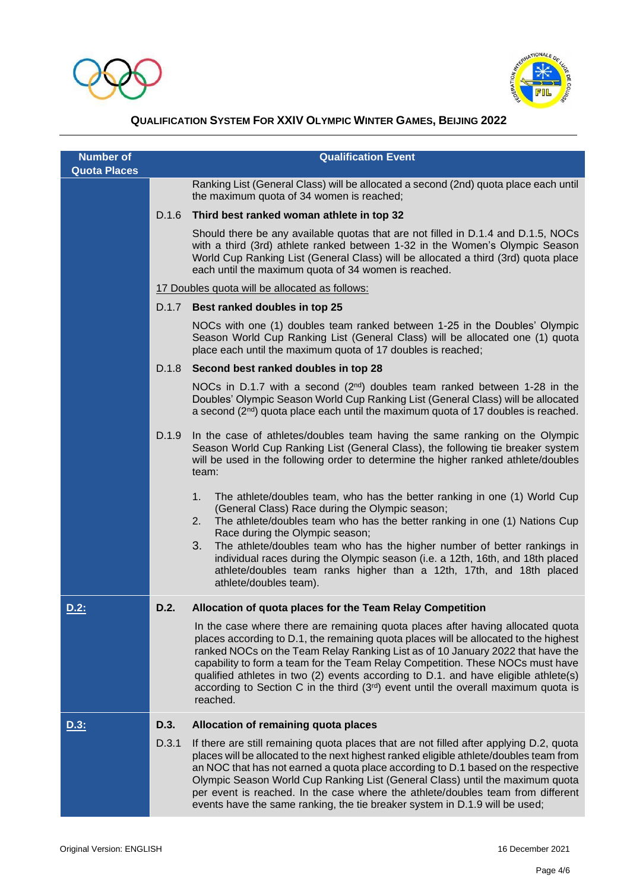| Number of Quota Places | Qualification Event |
|---|---|
| | Ranking List (General Class) will be allocated a second (2nd) quota place each until the maximum quota of 34 women is reached; |
| | D.1.6 **Third best ranked woman athlete in top 32** |
| | Should there be any available quotas that are not filled in D.1.4 and D.1.5, NOCs with a third (3rd) athlete ranked between 1-32 in the Women's Olympic Season World Cup Ranking List (General Class) will be allocated a third (3rd) quota place each until the maximum quota of 34 women is reached. |
| | <u>17 Doubles quota will be allocated as follows:</u> |
| | D.1.7 **Best ranked doubles in top 25** |
| | NOCs with one (1) doubles team ranked between 1-25 in the Doubles' Olympic Season World Cup Ranking List (General Class) will be allocated one (1) quota place each until the maximum quota of 17 doubles is reached; |
| | D.1.8 **Second best ranked doubles in top 28** |
| | NOCs in D.1.7 with a second (2nd) doubles team ranked between 1-28 in the Doubles' Olympic Season World Cup Ranking List (General Class) will be allocated a second (2nd) quota place each until the maximum quota of 17 doubles is reached. |
| | D.1.9 In the case of athletes/doubles team having the same ranking on the Olympic Season World Cup Ranking List (General Class), the following tie breaker system will be used in the following order to determine the higher ranked athlete/doubles team: |
| | 1. The athlete/doubles team, who has the better ranking in one (1) World Cup (General Class) Race during the Olympic season; 2. The athlete/doubles team who has the better ranking in one (1) Nations Cup Race during the Olympic season; 3. The athlete/doubles team who has the higher number of better rankings in individual races during the Olympic season (i.e. a 12th, 16th, and 18th placed athlete/doubles team ranks higher than a 12th, 17th, and 18th placed athlete/doubles team). |
| <u>**D.2:**</u> | **D.2. Allocation of quota places for the Team Relay Competition** |
| | In the case where there are remaining quota places after having allocated quota places according to D.1, the remaining quota places will be allocated to the highest ranked NOCs on the Team Relay Ranking List as of 10 January 2022 that have the capability to form a team for the Team Relay Competition. These NOCs must have qualified athletes in two (2) events according to D.1. and have eligible athlete(s) according to Section C in the third (3rd) event until the overall maximum quota is reached. |
| <u>**D.3:**</u> | **D.3. Allocation of remaining quota places** |
| | D.3.1 If there are still remaining quota places that are not filled after applying D.2, quota places will be allocated to the next highest ranked eligible athlete/doubles team from an NOC that has not earned a quota place according to D.1 based on the respective Olympic Season World Cup Ranking List (General Class) until the maximum quota per event is reached. In the case where the athlete/doubles team from different events have the same ranking, the tie breaker system in D.1.9 will be used; |

Original Version: ENGLISH

16 December 2021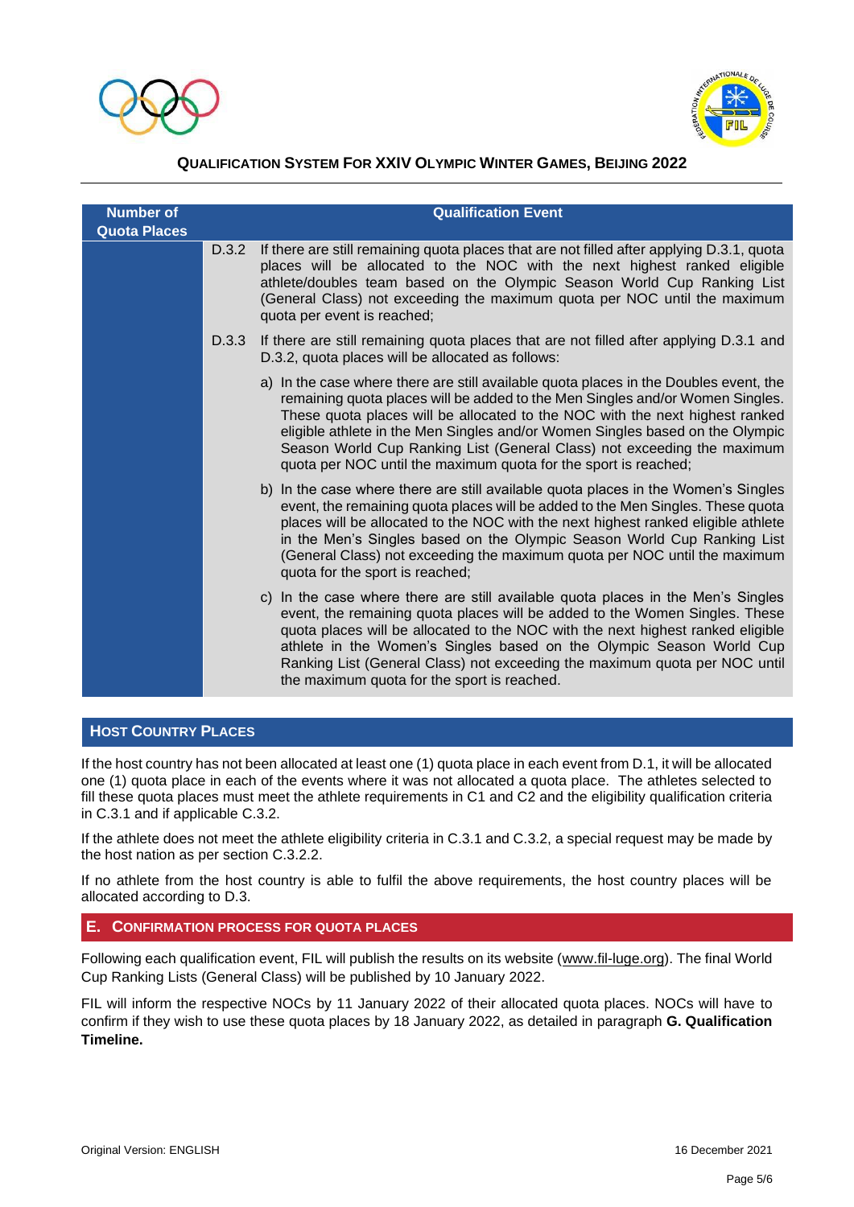| Number of Quota Places | Qualification Event |
|---|---|
| | D.3.2 If there are still remaining quota places that are not filled after applying D.3.1, quota places will be allocated to the NOC with the next highest ranked eligible athlete/doubles team based on the Olympic Season World Cup Ranking List (General Class) not exceeding the maximum quota per NOC until the maximum quota per event is reached; |
| | D.3.3 If there are still remaining quota places that are not filled after applying D.3.1 and D.3.2, quota places will be allocated as follows: |
| | a) In the case where there are still available quota places in the Doubles event, the remaining quota places will be added to the Men Singles and/or Women Singles. These quota places will be allocated to the NOC with the next highest ranked eligible athlete in the Men Singles and/or Women Singles based on the Olympic Season World Cup Ranking List (General Class) not exceeding the maximum quota per NOC until the maximum quota for the sport is reached; |
| | b) In the case where there are still available quota places in the Women's Singles event, the remaining quota places will be added to the Men Singles. These quota places will be allocated to the NOC with the next highest ranked eligible athlete in the Men's Singles based on the Olympic Season World Cup Ranking List (General Class) not exceeding the maximum quota per NOC until the maximum quota for the sport is reached; |
| | c) In the case where there are still available quota places in the Men's Singles event, the remaining quota places will be added to the Women Singles. These quota places will be allocated to the NOC with the next highest ranked eligible athlete in the Women's Singles based on the Olympic Season World Cup Ranking List (General Class) not exceeding the maximum quota per NOC until the maximum quota for the sport is reached. |

## HOST COUNTRY PLACES

If the host country has not been allocated at least one (1) quota place in each event from D.1, it will be allocated one (1) quota place in each of the events where it was not allocated a quota place. The athletes selected to fill these quota places must meet the athlete requirements in C1 and C2 and the eligibility qualification criteria in C.3.1 and if applicable C.3.2.

If the athlete does not meet the athlete eligibility criteria in C.3.1 and C.3.2, a special request may be made by the host nation as per section C.3.2.2.

If no athlete from the host country is able to fulfil the above requirements, the host country places will be allocated according to D.3.

## E. CONFIRMATION PROCESS FOR QUOTA PLACES

Following each qualification event, FIL will publish the results on its website (www.fil-luge.org). The final World Cup Ranking Lists (General Class) will be published by 10 January 2022.

FIL will inform the respective NOCs by 11 January 2022 of their allocated quota places. NOCs will have to confirm if they wish to use these quota places by 18 January 2022, as detailed in paragraph **G. Qualification Timeline.**

Original Version: ENGLISH 16 December 2021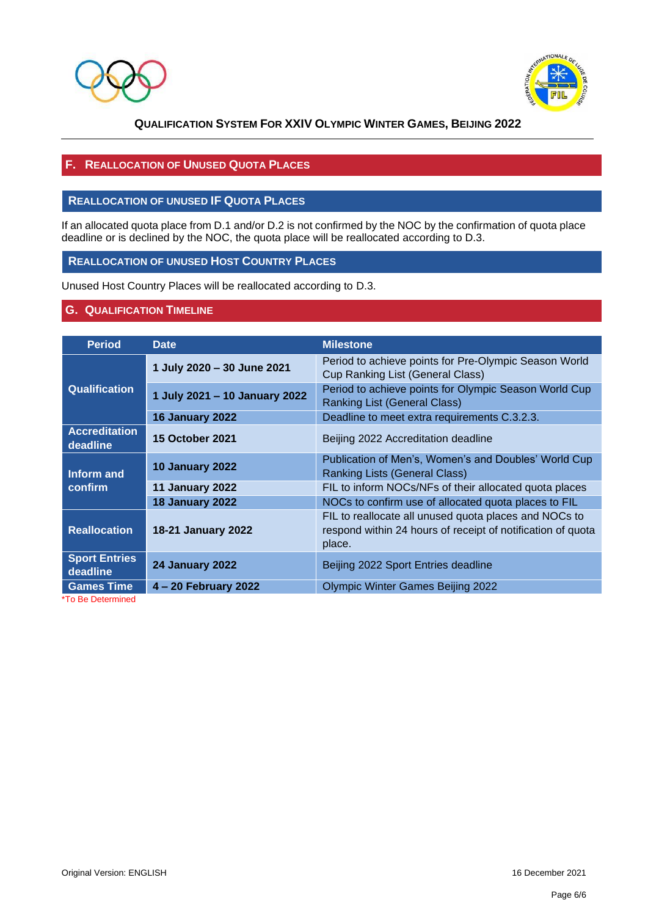## F. Reallocation of Unused Quota Places

### Reallocation of unused IF Quota Places

If an allocated quota place from D.1 and/or D.2 is not confirmed by the NOC by the confirmation of quota place deadline or is declined by the NOC, the quota place will be reallocated according to D.3.

### Reallocation of unused Host Country Places

Unused Host Country Places will be reallocated according to D.3.

## G. Qualification Timeline

| Period | Date | Milestone |
|---|---|---|
| **Qualification** | **1 July 2020 – 30 June 2021** | Period to achieve points for Pre-Olympic Season World Cup Ranking List (General Class) |
| | **1 July 2021 – 10 January 2022** | Period to achieve points for Olympic Season World Cup Ranking List (General Class) |
| | **16 January 2022** | Deadline to meet extra requirements C.3.2.3. |
| **Accreditation deadline** | **15 October 2021** | Beijing 2022 Accreditation deadline |
| **Inform and confirm** | **10 January 2022** | Publication of Men's, Women's and Doubles' World Cup Ranking Lists (General Class) |
| | **11 January 2022** | FIL to inform NOCs/NFs of their allocated quota places |
| | **18 January 2022** | NOCs to confirm use of allocated quota places to FIL |
| **Reallocation** | **18-21 January 2022** | FIL to reallocate all unused quota places and NOCs to respond within 24 hours of receipt of notification of quota place. |
| **Sport Entries deadline** | **24 January 2022** | Beijing 2022 Sport Entries deadline |
| **Games Time** | **4 – 20 February 2022** | Olympic Winter Games Beijing 2022 |

*To Be Determined

Original Version: ENGLISH

16 December 2021